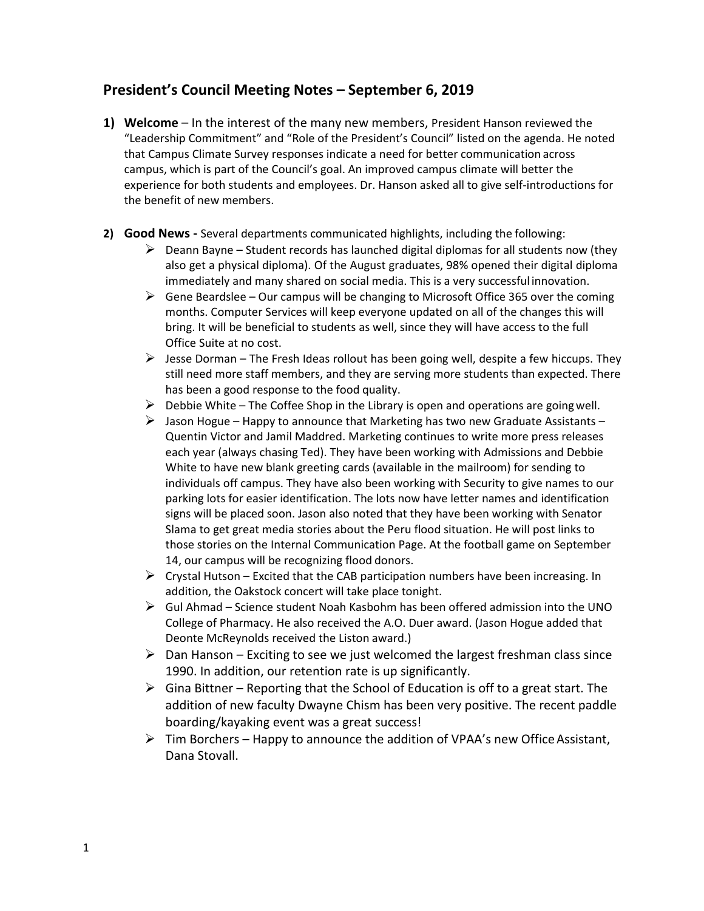## President's Council Meeting Notes – September 6, 2019

1) **Welcome** – In the interest of the many new members, President Hanson reviewed the "Leadership Commitment" and "Role of the President's Council" listed on the agenda. He noted that Campus Climate Survey responses indicate a need for better communication across campus, which is part of the Council's goal. An improved campus climate will better the experience for both students and employees. Dr. Hanson asked all to give self-introductions for the benefit of new members.

2) **Good News -** Several departments communicated highlights, including the following:
   - Deann Bayne – Student records has launched digital diplomas for all students now (they also get a physical diploma). Of the August graduates, 98% opened their digital diploma immediately and many shared on social media. This is a very successful innovation.
   - Gene Beardslee – Our campus will be changing to Microsoft Office 365 over the coming months. Computer Services will keep everyone updated on all of the changes this will bring. It will be beneficial to students as well, since they will have access to the full Office Suite at no cost.
   - Jesse Dorman – The Fresh Ideas rollout has been going well, despite a few hiccups. They still need more staff members, and they are serving more students than expected. There has been a good response to the food quality.
   - Debbie White – The Coffee Shop in the Library is open and operations are going well.
   - Jason Hogue – Happy to announce that Marketing has two new Graduate Assistants – Quentin Victor and Jamil Maddred. Marketing continues to write more press releases each year (always chasing Ted). They have been working with Admissions and Debbie White to have new blank greeting cards (available in the mailroom) for sending to individuals off campus. They have also been working with Security to give names to our parking lots for easier identification. The lots now have letter names and identification signs will be placed soon. Jason also noted that they have been working with Senator Slama to get great media stories about the Peru flood situation. He will post links to those stories on the Internal Communication Page. At the football game on September 14, our campus will be recognizing flood donors.
   - Crystal Hutson – Excited that the CAB participation numbers have been increasing. In addition, the Oakstock concert will take place tonight.
   - Gul Ahmad – Science student Noah Kasbohm has been offered admission into the UNO College of Pharmacy. He also received the A.O. Duer award. (Jason Hogue added that Deonte McReynolds received the Liston award.)
   - Dan Hanson – Exciting to see we just welcomed the largest freshman class since 1990. In addition, our retention rate is up significantly.
   - Gina Bittner – Reporting that the School of Education is off to a great start. The addition of new faculty Dwayne Chism has been very positive. The recent paddle boarding/kayaking event was a great success!
   - Tim Borchers – Happy to announce the addition of VPAA's new Office Assistant, Dana Stovall.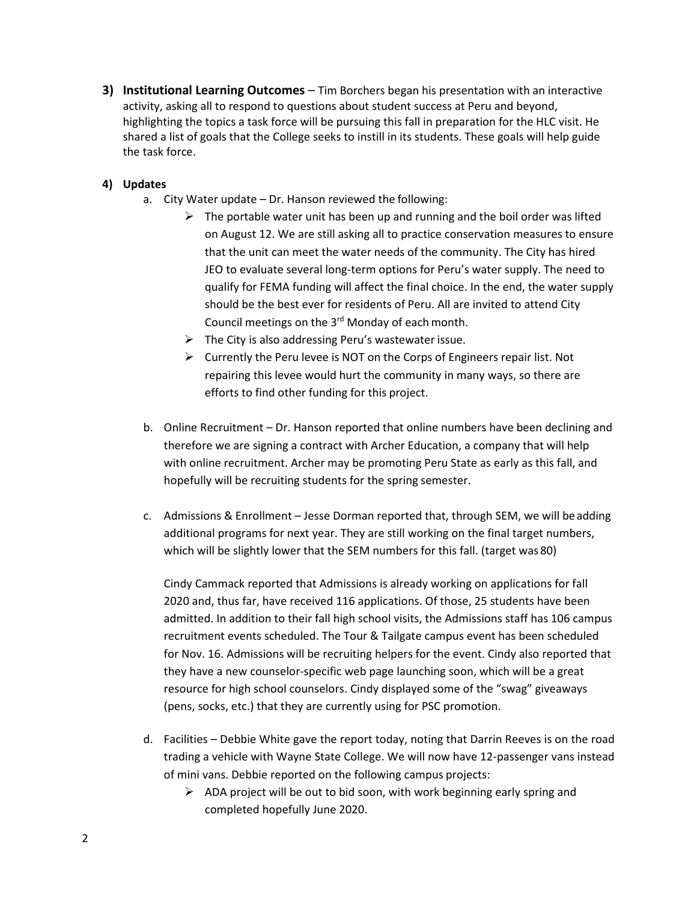3) **Institutional Learning Outcomes** – Tim Borchers began his presentation with an interactive activity, asking all to respond to questions about student success at Peru and beyond, highlighting the topics a task force will be pursuing this fall in preparation for the HLC visit. He shared a list of goals that the College seeks to instill in its students. These goals will help guide the task force.

4) **Updates**

   a. City Water update – Dr. Hanson reviewed the following:
      - The portable water unit has been up and running and the boil order was lifted on August 12. We are still asking all to practice conservation measures to ensure that the unit can meet the water needs of the community. The City has hired JEO to evaluate several long-term options for Peru's water supply. The need to qualify for FEMA funding will affect the final choice. In the end, the water supply should be the best ever for residents of Peru. All are invited to attend City Council meetings on the 3rd Monday of each month.
      - The City is also addressing Peru's wastewater issue.
      - Currently the Peru levee is NOT on the Corps of Engineers repair list. Not repairing this levee would hurt the community in many ways, so there are efforts to find other funding for this project.

   b. Online Recruitment – Dr. Hanson reported that online numbers have been declining and therefore we are signing a contract with Archer Education, a company that will help with online recruitment. Archer may be promoting Peru State as early as this fall, and hopefully will be recruiting students for the spring semester.

   c. Admissions & Enrollment – Jesse Dorman reported that, through SEM, we will be adding additional programs for next year. They are still working on the final target numbers, which will be slightly lower that the SEM numbers for this fall. (target was 80)

      Cindy Cammack reported that Admissions is already working on applications for fall 2020 and, thus far, have received 116 applications. Of those, 25 students have been admitted. In addition to their fall high school visits, the Admissions staff has 106 campus recruitment events scheduled. The Tour & Tailgate campus event has been scheduled for Nov. 16. Admissions will be recruiting helpers for the event. Cindy also reported that they have a new counselor-specific web page launching soon, which will be a great resource for high school counselors. Cindy displayed some of the "swag" giveaways (pens, socks, etc.) that they are currently using for PSC promotion.

   d. Facilities – Debbie White gave the report today, noting that Darrin Reeves is on the road trading a vehicle with Wayne State College. We will now have 12-passenger vans instead of mini vans. Debbie reported on the following campus projects:
      - ADA project will be out to bid soon, with work beginning early spring and completed hopefully June 2020.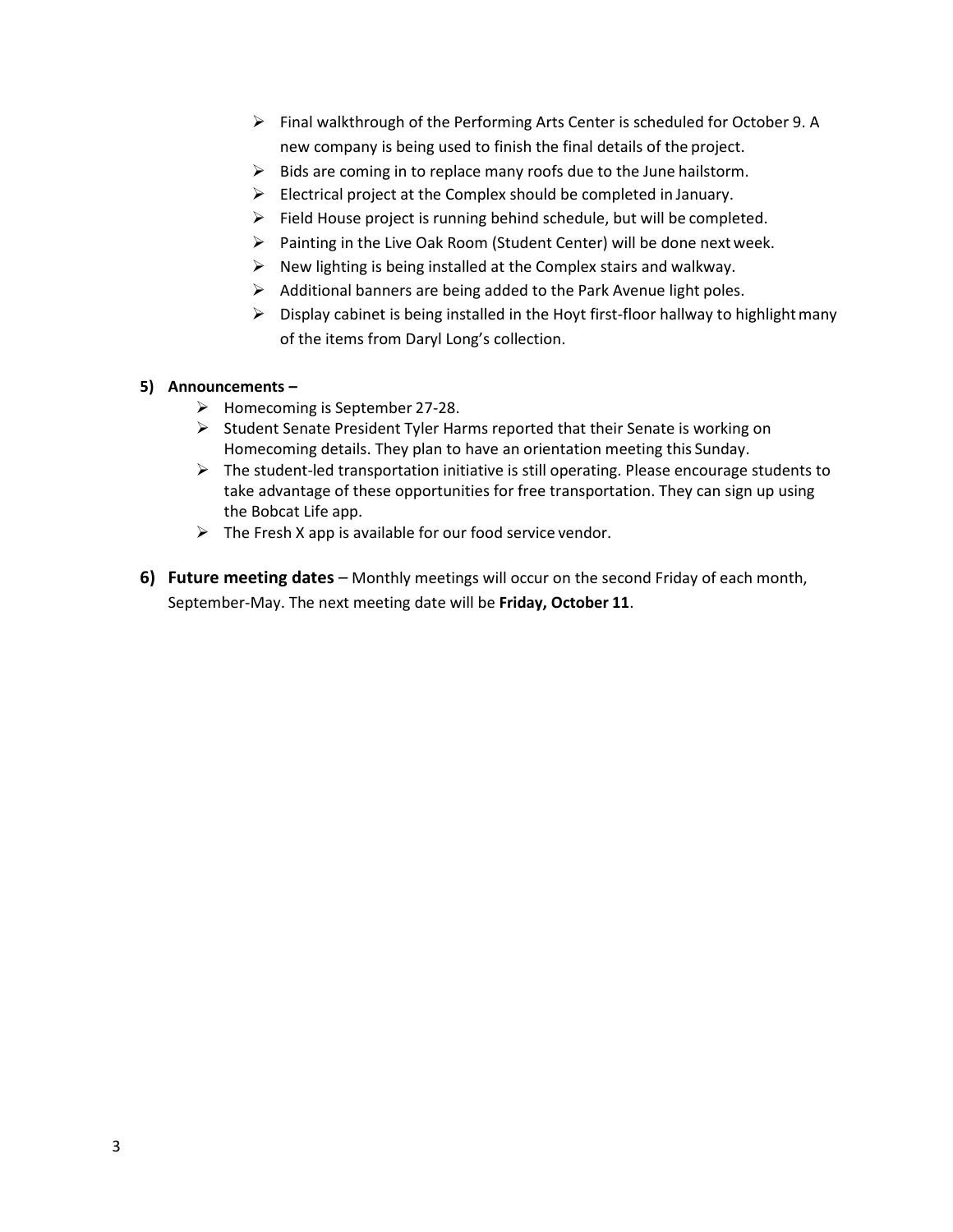- Final walkthrough of the Performing Arts Center is scheduled for October 9. A new company is being used to finish the final details of the project.
- Bids are coming in to replace many roofs due to the June hailstorm.
- Electrical project at the Complex should be completed in January.
- Field House project is running behind schedule, but will be completed.
- Painting in the Live Oak Room (Student Center) will be done next week.
- New lighting is being installed at the Complex stairs and walkway.
- Additional banners are being added to the Park Avenue light poles.
- Display cabinet is being installed in the Hoyt first-floor hallway to highlight many of the items from Daryl Long's collection.

**5) Announcements –**

- Homecoming is September 27-28.
- Student Senate President Tyler Harms reported that their Senate is working on Homecoming details. They plan to have an orientation meeting this Sunday.
- The student-led transportation initiative is still operating. Please encourage students to take advantage of these opportunities for free transportation. They can sign up using the Bobcat Life app.
- The Fresh X app is available for our food service vendor.

**6) Future meeting dates** – Monthly meetings will occur on the second Friday of each month, September-May. The next meeting date will be **Friday, October 11**.